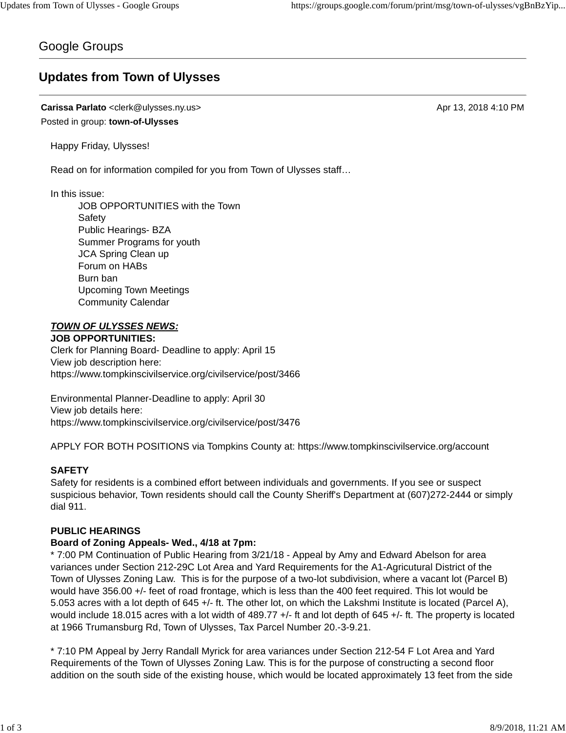Google Groups

# Updates from Town of Ulysses

**Carissa Parlato** <clerk@ulysses.ny.us> Apr 13, 2018 4:10 PM

Posted in group: **town-of-Ulysses**

Happy Friday, Ulysses!

Read on for information compiled for you from Town of Ulysses staff…

In this issue:

- JOB OPPORTUNITIES with the Town
- Safety
- Public Hearings- BZA
- Summer Programs for youth
- JCA Spring Clean up
- Forum on HABs
- Burn ban
- Upcoming Town Meetings
- Community Calendar

***TOWN OF ULYSSES NEWS:***

**JOB OPPORTUNITIES:**

Clerk for Planning Board- Deadline to apply: April 15
View job description here:
https://www.tompkinscivilservice.org/civilservice/post/3466

Environmental Planner-Deadline to apply: April 30
View job details here:
https://www.tompkinscivilservice.org/civilservice/post/3476

APPLY FOR BOTH POSITIONS via Tompkins County at: https://www.tompkinscivilservice.org/account

**SAFETY**

Safety for residents is a combined effort between individuals and governments. If you see or suspect suspicious behavior, Town residents should call the County Sheriff's Department at (607)272-2444 or simply dial 911.

**PUBLIC HEARINGS**

**Board of Zoning Appeals- Wed., 4/18 at 7pm:**

* 7:00 PM Continuation of Public Hearing from 3/21/18 - Appeal by Amy and Edward Abelson for area variances under Section 212-29C Lot Area and Yard Requirements for the A1-Agricutural District of the Town of Ulysses Zoning Law. This is for the purpose of a two-lot subdivision, where a vacant lot (Parcel B) would have 356.00 +/- feet of road frontage, which is less than the 400 feet required. This lot would be 5.053 acres with a lot depth of 645 +/- ft. The other lot, on which the Lakshmi Institute is located (Parcel A), would include 18.015 acres with a lot width of 489.77 +/- ft and lot depth of 645 +/- ft. The property is located at 1966 Trumansburg Rd, Town of Ulysses, Tax Parcel Number 20.-3-9.21.

* 7:10 PM Appeal by Jerry Randall Myrick for area variances under Section 212-54 F Lot Area and Yard Requirements of the Town of Ulysses Zoning Law. This is for the purpose of constructing a second floor addition on the south side of the existing house, which would be located approximately 13 feet from the side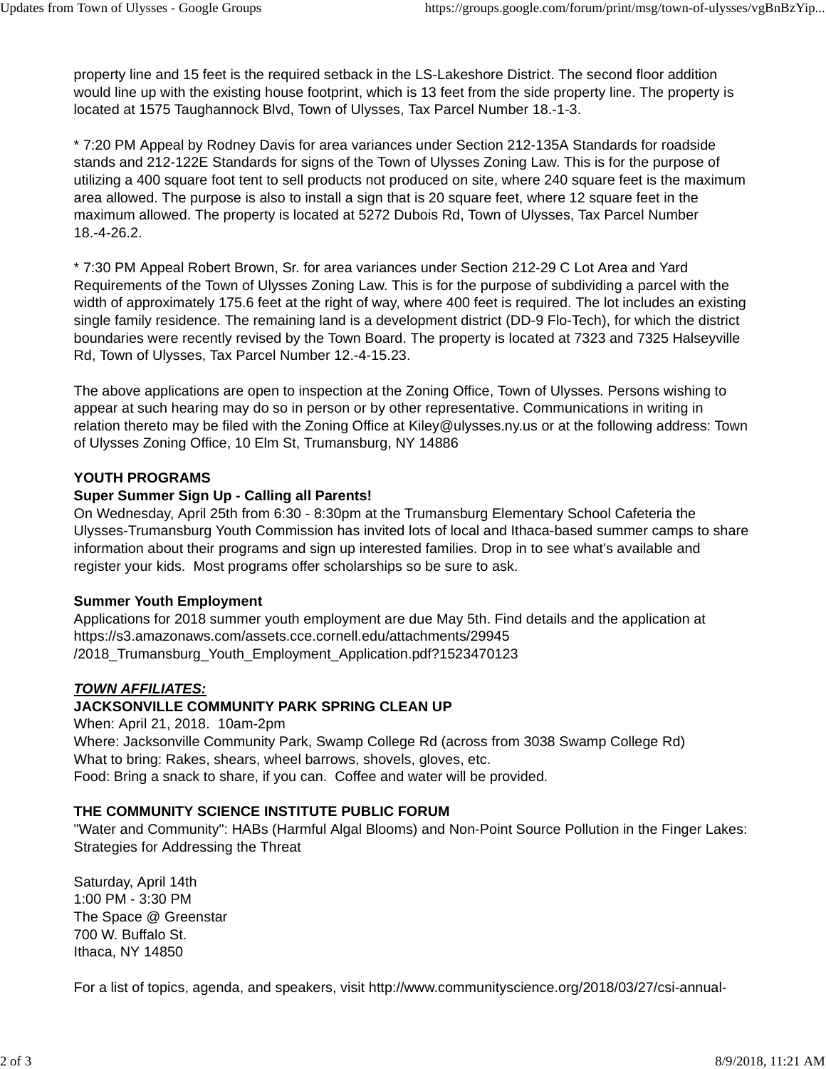property line and 15 feet is the required setback in the LS-Lakeshore District. The second floor addition would line up with the existing house footprint, which is 13 feet from the side property line. The property is located at 1575 Taughannock Blvd, Town of Ulysses, Tax Parcel Number 18.-1-3.

* 7:20 PM Appeal by Rodney Davis for area variances under Section 212-135A Standards for roadside stands and 212-122E Standards for signs of the Town of Ulysses Zoning Law. This is for the purpose of utilizing a 400 square foot tent to sell products not produced on site, where 240 square feet is the maximum area allowed. The purpose is also to install a sign that is 20 square feet, where 12 square feet in the maximum allowed. The property is located at 5272 Dubois Rd, Town of Ulysses, Tax Parcel Number 18.-4-26.2.

* 7:30 PM Appeal Robert Brown, Sr. for area variances under Section 212-29 C Lot Area and Yard Requirements of the Town of Ulysses Zoning Law. This is for the purpose of subdividing a parcel with the width of approximately 175.6 feet at the right of way, where 400 feet is required. The lot includes an existing single family residence. The remaining land is a development district (DD-9 Flo-Tech), for which the district boundaries were recently revised by the Town Board. The property is located at 7323 and 7325 Halseyville Rd, Town of Ulysses, Tax Parcel Number 12.-4-15.23.

The above applications are open to inspection at the Zoning Office, Town of Ulysses. Persons wishing to appear at such hearing may do so in person or by other representative. Communications in writing in relation thereto may be filed with the Zoning Office at Kiley@ulysses.ny.us or at the following address: Town of Ulysses Zoning Office, 10 Elm St, Trumansburg, NY 14886

**YOUTH PROGRAMS**

**Super Summer Sign Up - Calling all Parents!**

On Wednesday, April 25th from 6:30 - 8:30pm at the Trumansburg Elementary School Cafeteria the Ulysses-Trumansburg Youth Commission has invited lots of local and Ithaca-based summer camps to share information about their programs and sign up interested families. Drop in to see what's available and register your kids. Most programs offer scholarships so be sure to ask.

**Summer Youth Employment**

Applications for 2018 summer youth employment are due May 5th. Find details and the application at https://s3.amazonaws.com/assets.cce.cornell.edu/attachments/29945/2018_Trumansburg_Youth_Employment_Application.pdf?1523470123

***TOWN AFFILIATES:***

**JACKSONVILLE COMMUNITY PARK SPRING CLEAN UP**

When: April 21, 2018. 10am-2pm
Where: Jacksonville Community Park, Swamp College Rd (across from 3038 Swamp College Rd)
What to bring: Rakes, shears, wheel barrows, shovels, gloves, etc.
Food: Bring a snack to share, if you can. Coffee and water will be provided.

**THE COMMUNITY SCIENCE INSTITUTE PUBLIC FORUM**

"Water and Community": HABs (Harmful Algal Blooms) and Non-Point Source Pollution in the Finger Lakes: Strategies for Addressing the Threat

Saturday, April 14th
1:00 PM - 3:30 PM
The Space @ Greenstar
700 W. Buffalo St.
Ithaca, NY 14850

For a list of topics, agenda, and speakers, visit http://www.communityscience.org/2018/03/27/csi-annual-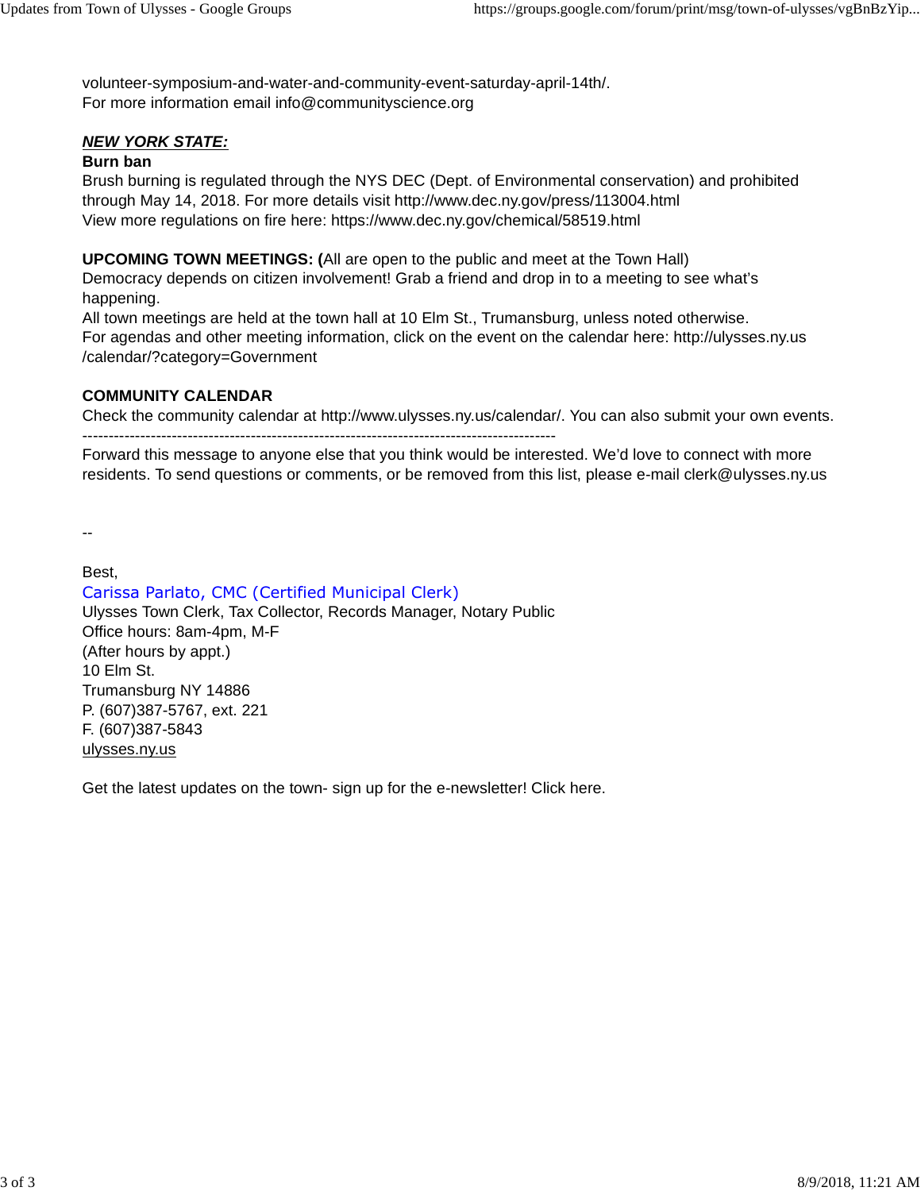volunteer-symposium-and-water-and-community-event-saturday-april-14th/.
For more information email info@communityscience.org

***NEW YORK STATE:***

**Burn ban**

Brush burning is regulated through the NYS DEC (Dept. of Environmental conservation) and prohibited through May 14, 2018. For more details visit http://www.dec.ny.gov/press/113004.html
View more regulations on fire here: https://www.dec.ny.gov/chemical/58519.html

**UPCOMING TOWN MEETINGS: (**All are open to the public and meet at the Town Hall)
Democracy depends on citizen involvement! Grab a friend and drop in to a meeting to see what's happening.
All town meetings are held at the town hall at 10 Elm St., Trumansburg, unless noted otherwise.
For agendas and other meeting information, click on the event on the calendar here: http://ulysses.ny.us/calendar/?category=Government

**COMMUNITY CALENDAR**

Check the community calendar at http://www.ulysses.ny.us/calendar/. You can also submit your own events.

-------------------------------------------------------------------------------------------

Forward this message to anyone else that you think would be interested. We'd love to connect with more residents. To send questions or comments, or be removed from this list, please e-mail clerk@ulysses.ny.us

--

Best,
Carissa Parlato, CMC (Certified Municipal Clerk)
Ulysses Town Clerk, Tax Collector, Records Manager, Notary Public
Office hours: 8am-4pm, M-F
(After hours by appt.)
10 Elm St.
Trumansburg NY 14886
P. (607)387-5767, ext. 221
F. (607)387-5843
ulysses.ny.us

Get the latest updates on the town- sign up for the e-newsletter! Click here.